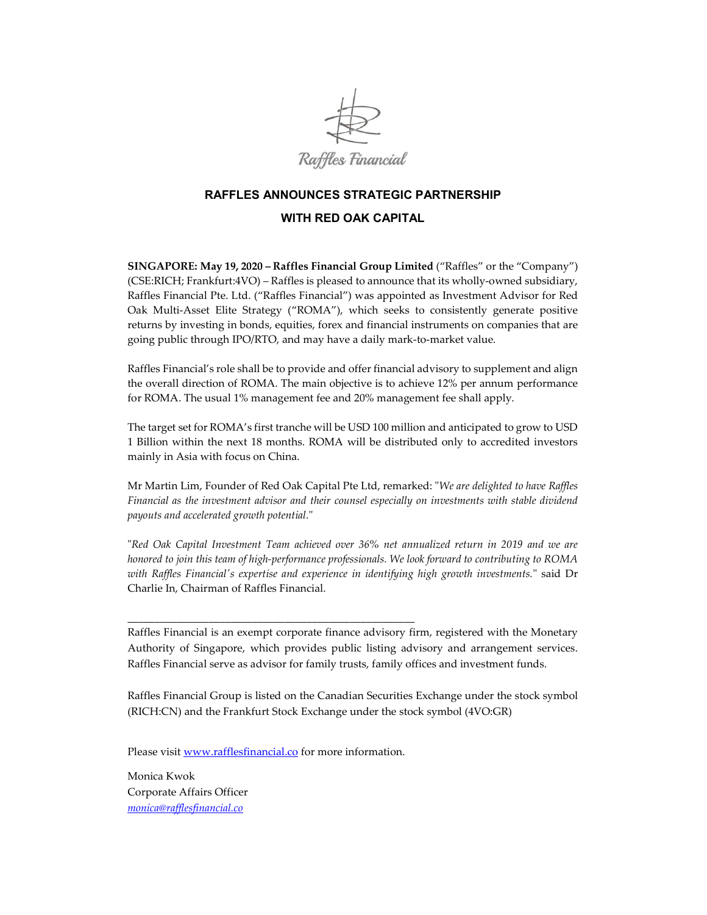Raffles Financial

# RAFFLES ANNOUNCES STRATEGIC PARTNERSHIP WITH RED OAK CAPITAL

**SINGAPORE: May 19, 2020 – Raffles Financial Group Limited** ("Raffles" or the "Company") (CSE:RICH; Frankfurt:4VO) – Raffles is pleased to announce that its wholly-owned subsidiary, Raffles Financial Pte. Ltd. ("Raffles Financial") was appointed as Investment Advisor for Red Oak Multi-Asset Elite Strategy ("ROMA"), which seeks to consistently generate positive returns by investing in bonds, equities, forex and financial instruments on companies that are going public through IPO/RTO, and may have a daily mark-to-market value.

Raffles Financial's role shall be to provide and offer financial advisory to supplement and align the overall direction of ROMA. The main objective is to achieve 12% per annum performance for ROMA. The usual 1% management fee and 20% management fee shall apply.

The target set for ROMA's first tranche will be USD 100 million and anticipated to grow to USD 1 Billion within the next 18 months. ROMA will be distributed only to accredited investors mainly in Asia with focus on China.

Mr Martin Lim, Founder of Red Oak Capital Pte Ltd, remarked: "*We are delighted to have Raffles Financial as the investment advisor and their counsel especially on investments with stable dividend payouts and accelerated growth potential*."

"*Red Oak Capital Investment Team achieved over 36% net annualized return in 2019 and we are honored to join this team of high-performance professionals. We look forward to contributing to ROMA with Raffles Financial's expertise and experience in identifying high growth investments.*" said Dr Charlie In, Chairman of Raffles Financial.

---

Raffles Financial is an exempt corporate finance advisory firm, registered with the Monetary Authority of Singapore, which provides public listing advisory and arrangement services. Raffles Financial serve as advisor for family trusts, family offices and investment funds.

Raffles Financial Group is listed on the Canadian Securities Exchange under the stock symbol (RICH:CN) and the Frankfurt Stock Exchange under the stock symbol (4VO:GR)

Please visit www.rafflesfinancial.co for more information.

Monica Kwok
Corporate Affairs Officer
*monica@rafflesfinancial.co*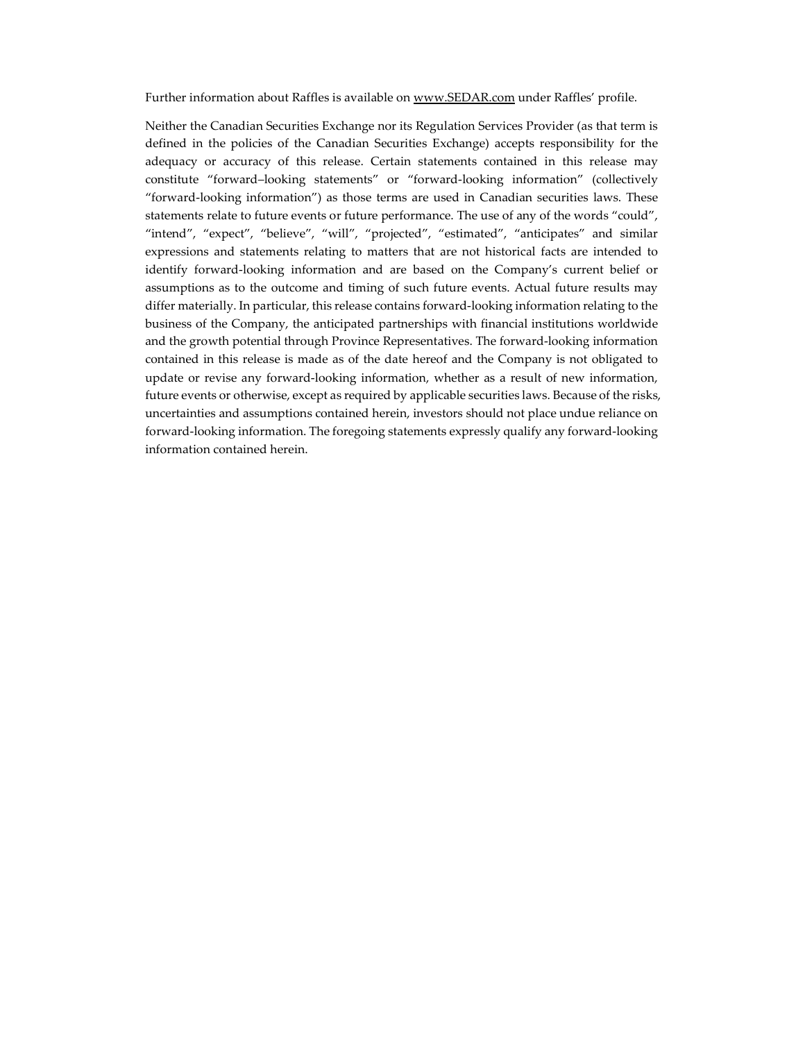Further information about Raffles is available on [www.SEDAR.com](www.SEDAR.com) under Raffles' profile.

Neither the Canadian Securities Exchange nor its Regulation Services Provider (as that term is defined in the policies of the Canadian Securities Exchange) accepts responsibility for the adequacy or accuracy of this release. Certain statements contained in this release may constitute "forward–looking statements" or "forward-looking information" (collectively "forward-looking information") as those terms are used in Canadian securities laws. These statements relate to future events or future performance. The use of any of the words "could", "intend", "expect", "believe", "will", "projected", "estimated", "anticipates" and similar expressions and statements relating to matters that are not historical facts are intended to identify forward-looking information and are based on the Company's current belief or assumptions as to the outcome and timing of such future events. Actual future results may differ materially. In particular, this release contains forward-looking information relating to the business of the Company, the anticipated partnerships with financial institutions worldwide and the growth potential through Province Representatives. The forward-looking information contained in this release is made as of the date hereof and the Company is not obligated to update or revise any forward-looking information, whether as a result of new information, future events or otherwise, except as required by applicable securities laws. Because of the risks, uncertainties and assumptions contained herein, investors should not place undue reliance on forward-looking information. The foregoing statements expressly qualify any forward-looking information contained herein.